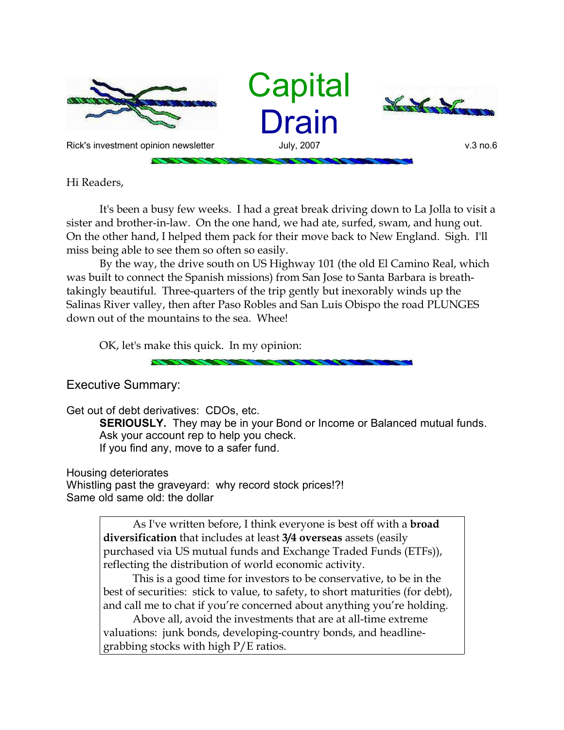# Capital Drain

Rick's investment opinion newsletter — July, 2007 — v.3 no.6

Hi Readers,

It's been a busy few weeks. I had a great break driving down to La Jolla to visit a sister and brother-in-law. On the one hand, we had ate, surfed, swam, and hung out. On the other hand, I helped them pack for their move back to New England. Sigh. I'll miss being able to see them so often so easily.

By the way, the drive south on US Highway 101 (the old El Camino Real, which was built to connect the Spanish missions) from San Jose to Santa Barbara is breath-takingly beautiful. Three-quarters of the trip gently but inexorably winds up the Salinas River valley, then after Paso Robles and San Luis Obispo the road PLUNGES down out of the mountains to the sea. Whee!

OK, let's make this quick. In my opinion:

## Executive Summary:

Get out of debt derivatives: CDOs, etc.

> **SERIOUSLY.** They may be in your Bond or Income or Balanced mutual funds.
> Ask your account rep to help you check.
> If you find any, move to a safer fund.

Housing deteriorates
Whistling past the graveyard: why record stock prices!?!
Same old same old: the dollar

> As I've written before, I think everyone is best off with a **broad diversification** that includes at least **3/4 overseas** assets (easily purchased via US mutual funds and Exchange Traded Funds (ETFs)), reflecting the distribution of world economic activity.
>
> This is a good time for investors to be conservative, to be in the best of securities: stick to value, to safety, to short maturities (for debt), and call me to chat if you're concerned about anything you're holding.
>
> Above all, avoid the investments that are at all-time extreme valuations: junk bonds, developing-country bonds, and headline-grabbing stocks with high P/E ratios.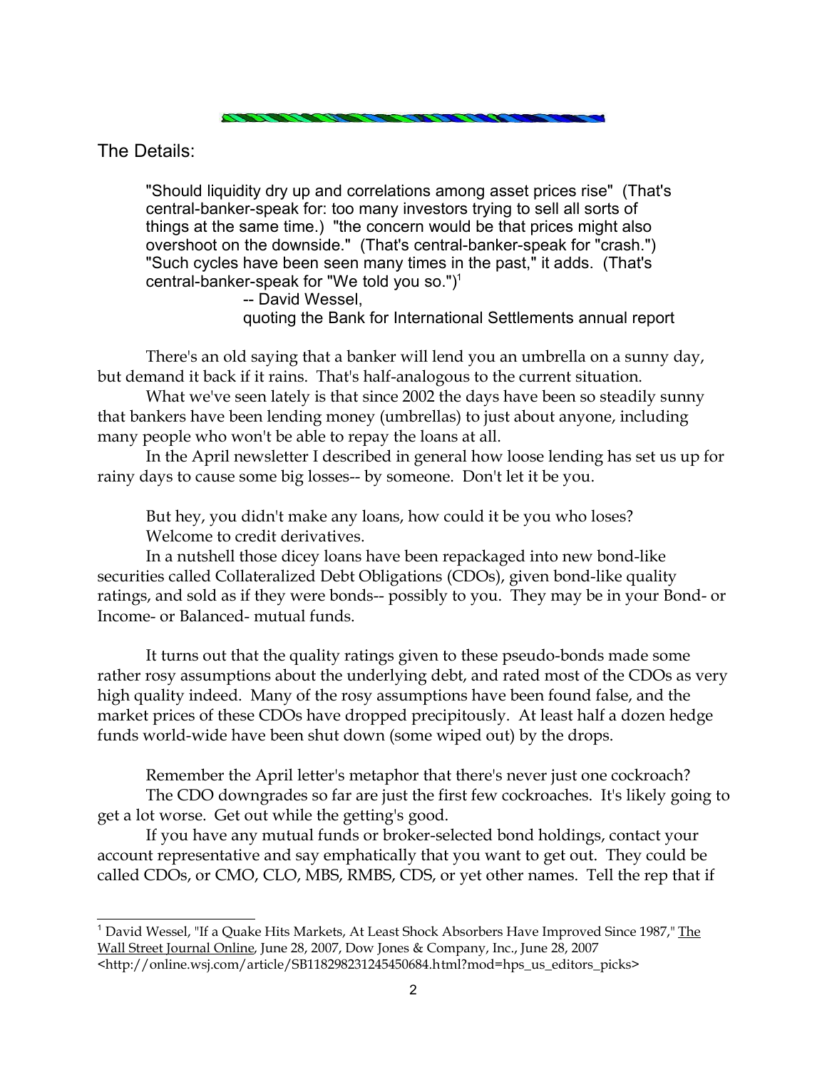The Details:

> "Should liquidity dry up and correlations among asset prices rise" (That's central-banker-speak for: too many investors trying to sell all sorts of things at the same time.) "the concern would be that prices might also overshoot on the downside." (That's central-banker-speak for "crash.") "Such cycles have been seen many times in the past," it adds. (That's central-banker-speak for "We told you so.")[1]
>
> -- David Wessel,
> quoting the Bank for International Settlements annual report

There's an old saying that a banker will lend you an umbrella on a sunny day, but demand it back if it rains. That's half-analogous to the current situation.

What we've seen lately is that since 2002 the days have been so steadily sunny that bankers have been lending money (umbrellas) to just about anyone, including many people who won't be able to repay the loans at all.

In the April newsletter I described in general how loose lending has set us up for rainy days to cause some big losses-- by someone. Don't let it be you.

But hey, you didn't make any loans, how could it be you who loses?

Welcome to credit derivatives.

In a nutshell those dicey loans have been repackaged into new bond-like securities called Collateralized Debt Obligations (CDOs), given bond-like quality ratings, and sold as if they were bonds-- possibly to you. They may be in your Bond- or Income- or Balanced- mutual funds.

It turns out that the quality ratings given to these pseudo-bonds made some rather rosy assumptions about the underlying debt, and rated most of the CDOs as very high quality indeed. Many of the rosy assumptions have been found false, and the market prices of these CDOs have dropped precipitously. At least half a dozen hedge funds world-wide have been shut down (some wiped out) by the drops.

Remember the April letter's metaphor that there's never just one cockroach?

The CDO downgrades so far are just the first few cockroaches. It's likely going to get a lot worse. Get out while the getting's good.

If you have any mutual funds or broker-selected bond holdings, contact your account representative and say emphatically that you want to get out. They could be called CDOs, or CMO, CLO, MBS, RMBS, CDS, or yet other names. Tell the rep that if

---

[1] David Wessel, "If a Quake Hits Markets, At Least Shock Absorbers Have Improved Since 1987," The Wall Street Journal Online, June 28, 2007, Dow Jones & Company, Inc., June 28, 2007 <http://online.wsj.com/article/SB118298231245450684.html?mod=hps_us_editors_picks>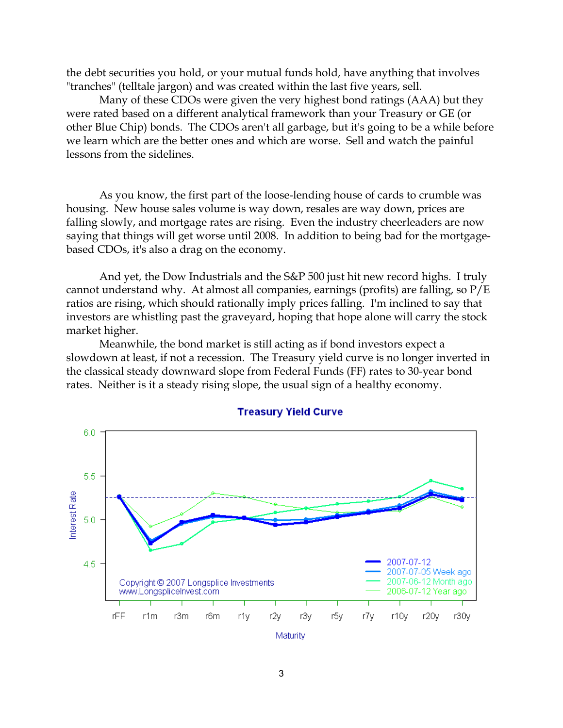the debt securities you hold, or your mutual funds hold, have anything that involves "tranches" (telltale jargon) and was created within the last five years, sell.

Many of these CDOs were given the very highest bond ratings (AAA) but they were rated based on a different analytical framework than your Treasury or GE (or other Blue Chip) bonds. The CDOs aren't all garbage, but it's going to be a while before we learn which are the better ones and which are worse. Sell and watch the painful lessons from the sidelines.

As you know, the first part of the loose-lending house of cards to crumble was housing. New house sales volume is way down, resales are way down, prices are falling slowly, and mortgage rates are rising. Even the industry cheerleaders are now saying that things will get worse until 2008. In addition to being bad for the mortgage-based CDOs, it's also a drag on the economy.

And yet, the Dow Industrials and the S&P 500 just hit new record highs. I truly cannot understand why. At almost all companies, earnings (profits) are falling, so P/E ratios are rising, which should rationally imply prices falling. I'm inclined to say that investors are whistling past the graveyard, hoping that hope alone will carry the stock market higher.

Meanwhile, the bond market is still acting as if bond investors expect a slowdown at least, if not a recession. The Treasury yield curve is no longer inverted in the classical steady downward slope from Federal Funds (FF) rates to 30-year bond rates. Neither is it a steady rising slope, the usual sign of a healthy economy.

**Treasury Yield Curve**

Interest Rate (4.5–6.0) vs. Maturity (rFF, r1m, r3m, r6m, r1y, r2y, r3y, r5y, r7y, r10y, r20y, r30y)

Legend: 2007-07-12; 2007-07-05 Week ago; 2007-06-12 Month ago; 2006-07-12 Year ago

Copyright © 2007 Longsplice Investments
www.LongspliceInvest.com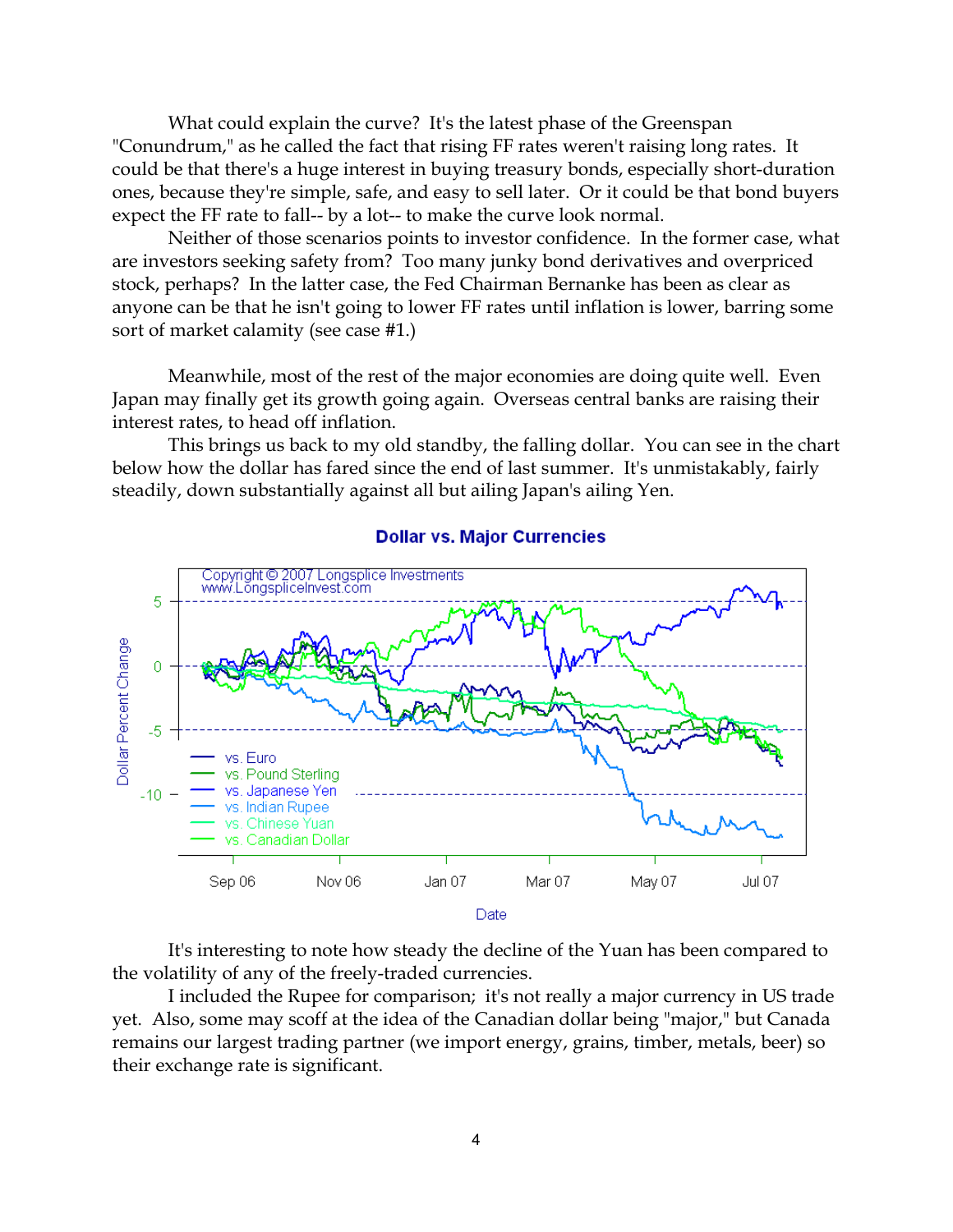What could explain the curve? It's the latest phase of the Greenspan "Conundrum," as he called the fact that rising FF rates weren't raising long rates. It could be that there's a huge interest in buying treasury bonds, especially short-duration ones, because they're simple, safe, and easy to sell later. Or it could be that bond buyers expect the FF rate to fall-- by a lot-- to make the curve look normal.

Neither of those scenarios points to investor confidence. In the former case, what are investors seeking safety from? Too many junky bond derivatives and overpriced stock, perhaps? In the latter case, the Fed Chairman Bernanke has been as clear as anyone can be that he isn't going to lower FF rates until inflation is lower, barring some sort of market calamity (see case #1.)

Meanwhile, most of the rest of the major economies are doing quite well. Even Japan may finally get its growth going again. Overseas central banks are raising their interest rates, to head off inflation.

This brings us back to my old standby, the falling dollar. You can see in the chart below how the dollar has fared since the end of last summer. It's unmistakably, fairly steadily, down substantially against all but ailing Japan's ailing Yen.

**Dollar vs. Major Currencies**

It's interesting to note how steady the decline of the Yuan has been compared to the volatility of any of the freely-traded currencies.

I included the Rupee for comparison; it's not really a major currency in US trade yet. Also, some may scoff at the idea of the Canadian dollar being "major," but Canada remains our largest trading partner (we import energy, grains, timber, metals, beer) so their exchange rate is significant.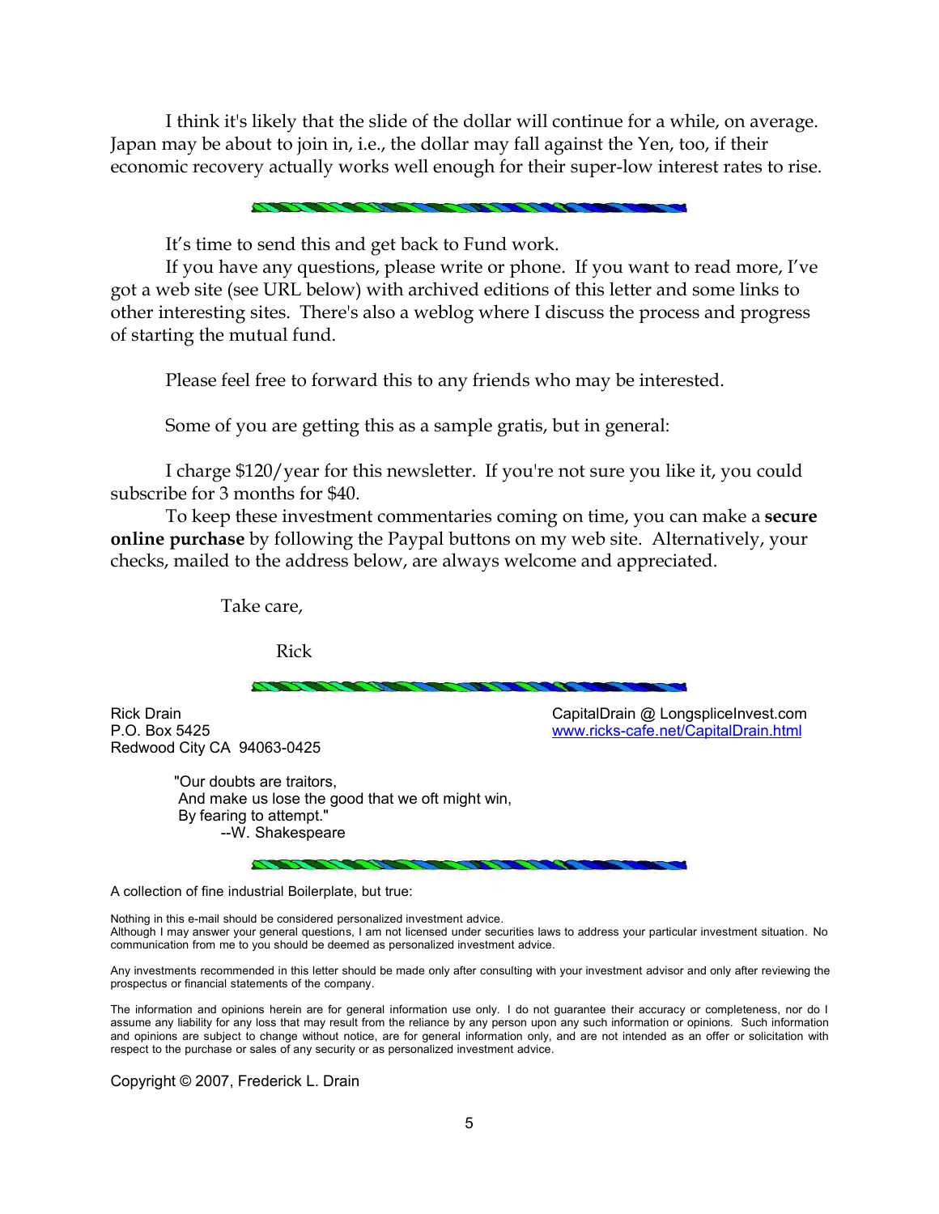I think it's likely that the slide of the dollar will continue for a while, on average. Japan may be about to join in, i.e., the dollar may fall against the Yen, too, if their economic recovery actually works well enough for their super-low interest rates to rise.

---

It's time to send this and get back to Fund work.

If you have any questions, please write or phone. If you want to read more, I've got a web site (see URL below) with archived editions of this letter and some links to other interesting sites. There's also a weblog where I discuss the process and progress of starting the mutual fund.

Please feel free to forward this to any friends who may be interested.

Some of you are getting this as a sample gratis, but in general:

I charge $120/year for this newsletter. If you're not sure you like it, you could subscribe for 3 months for $40.

To keep these investment commentaries coming on time, you can make a **secure online purchase** by following the Paypal buttons on my web site. Alternatively, your checks, mailed to the address below, are always welcome and appreciated.

Take care,

Rick

---

Rick Drain
P.O. Box 5425
Redwood City CA 94063-0425

CapitalDrain @ LongspliceInvest.com
www.ricks-cafe.net/CapitalDrain.html

"Our doubts are traitors,
And make us lose the good that we oft might win,
By fearing to attempt."
--W. Shakespeare

---

A collection of fine industrial Boilerplate, but true:

Nothing in this e-mail should be considered personalized investment advice.
Although I may answer your general questions, I am not licensed under securities laws to address your particular investment situation. No communication from me to you should be deemed as personalized investment advice.

Any investments recommended in this letter should be made only after consulting with your investment advisor and only after reviewing the prospectus or financial statements of the company.

The information and opinions herein are for general information use only. I do not guarantee their accuracy or completeness, nor do I assume any liability for any loss that may result from the reliance by any person upon any such information or opinions. Such information and opinions are subject to change without notice, are for general information only, and are not intended as an offer or solicitation with respect to the purchase or sales of any security or as personalized investment advice.

Copyright © 2007, Frederick L. Drain